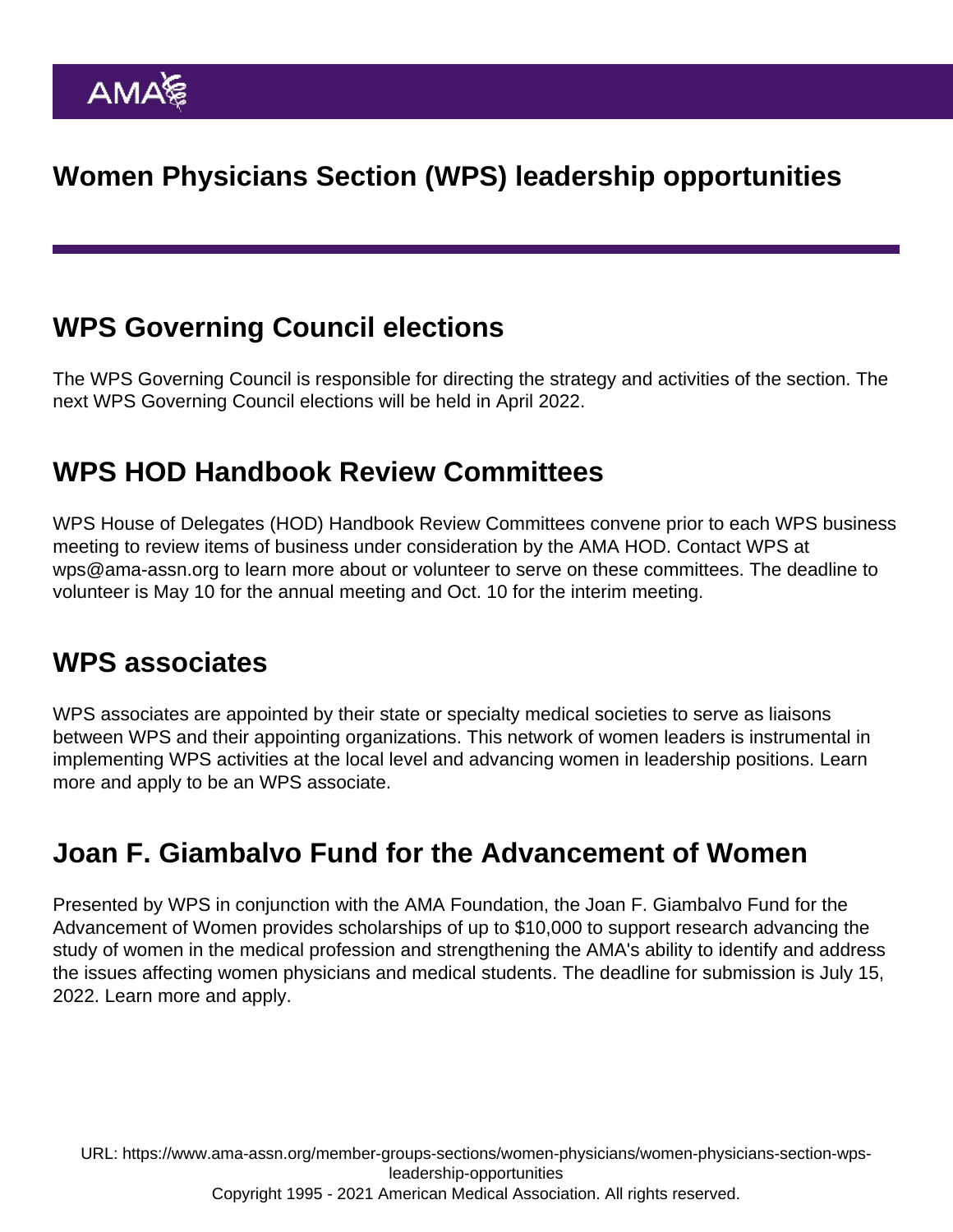# Women Physicians Section (WPS) leadership opportunities

## WPS Governing Council elections

The WPS Governing Council is responsible for directing the strategy and activities of the section. The next WPS Governing Council elections will be held in April 2022.

## WPS HOD Handbook Review Committees

WPS House of Delegates (HOD) Handbook Review Committees convene prior to each WPS business meeting to review items of business under consideration by the AMA HOD. Contact WPS at wps@ama-assn.org to learn more about or volunteer to serve on these committees. The deadline to volunteer is May 10 for the annual meeting and Oct. 10 for the interim meeting.

## WPS associates

WPS associates are appointed by their state or specialty medical societies to serve as liaisons between WPS and their appointing organizations. This network of women leaders is instrumental in implementing WPS activities at the local level and advancing women in leadership positions. Learn more and apply to be an WPS associate.

## Joan F. Giambalvo Fund for the Advancement of Women

Presented by WPS in conjunction with the AMA Foundation, the Joan F. Giambalvo Fund for the Advancement of Women provides scholarships of up to $10,000 to support research advancing the study of women in the medical profession and strengthening the AMA's ability to identify and address the issues affecting women physicians and medical students. The deadline for submission is July 15, 2022. Learn more and apply.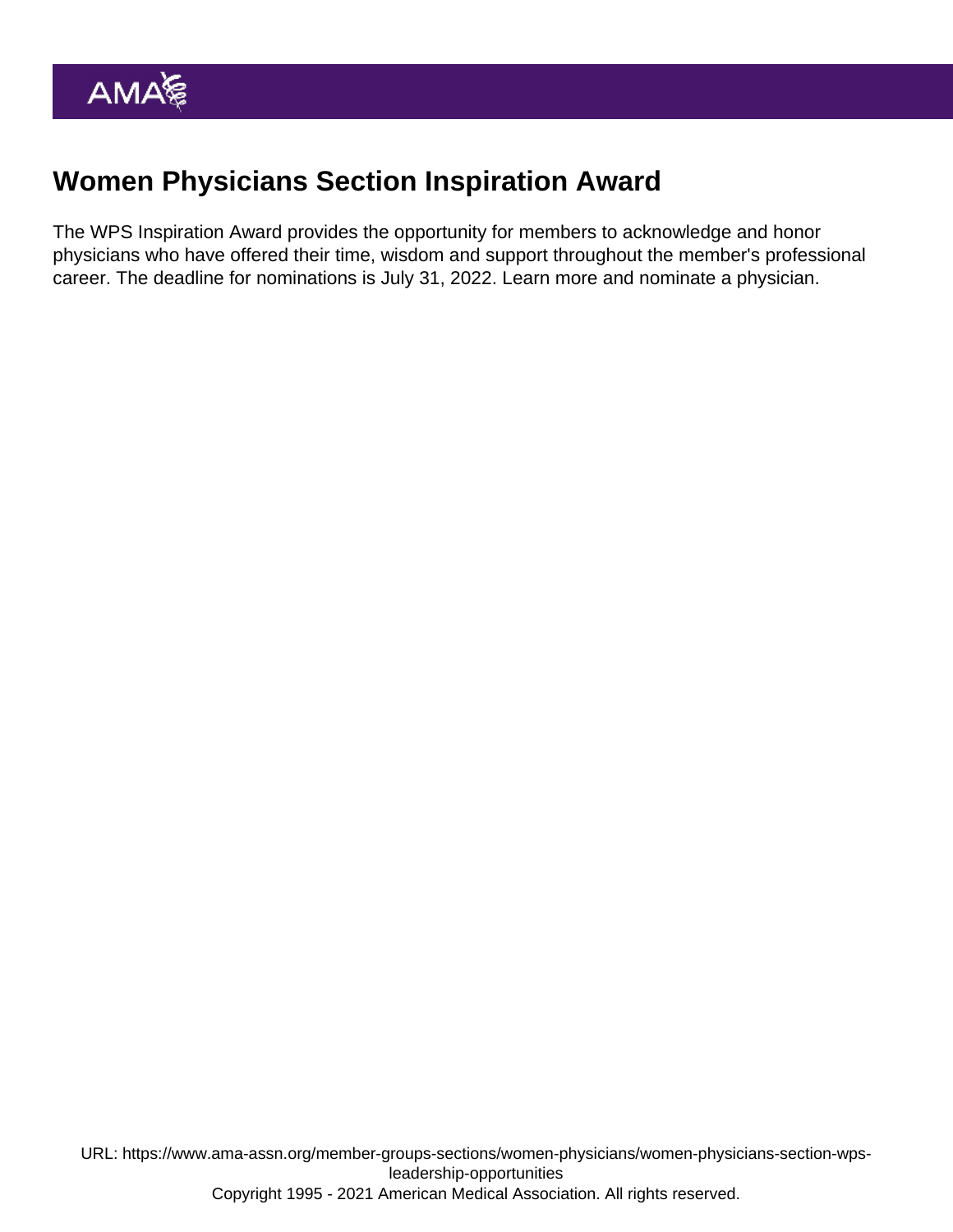## Women Physicians Section Inspiration Award

The WPS Inspiration Award provides the opportunity for members to acknowledge and honor physicians who have offered their time, wisdom and support throughout the member's professional career. The deadline for nominations is July 31, 2022. Learn more and nominate a physician.